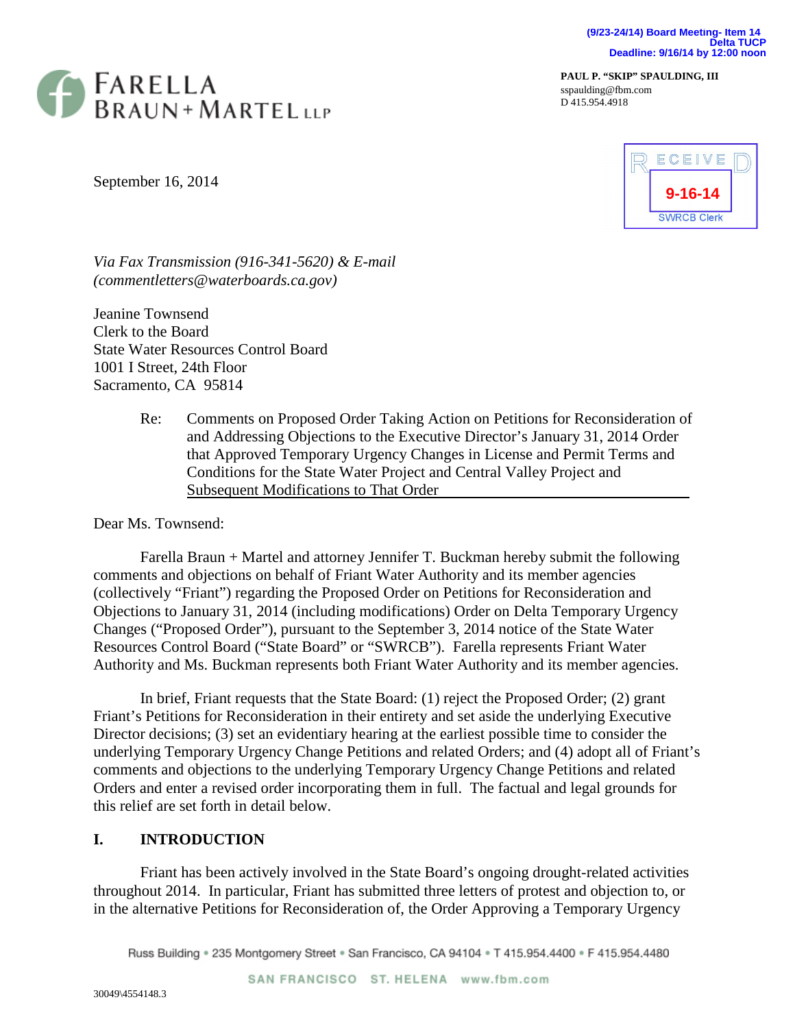(9/23-24/14) Board Meeting- Item 14
Delta TUCP
Deadline: 9/16/14 by 12:00 noon

FARELLA BRAUN + MARTEL LLP

**PAUL P. "SKIP" SPAULDING, III**
sspaulding@fbm.com
D 415.954.4918

RECEIVED
9-16-14
SWRCB Clerk

September 16, 2014

*Via Fax Transmission (916-341-5620) & E-mail (commentletters@waterboards.ca.gov)*

Jeanine Townsend
Clerk to the Board
State Water Resources Control Board
1001 I Street, 24th Floor
Sacramento, CA 95814

Re: Comments on Proposed Order Taking Action on Petitions for Reconsideration of and Addressing Objections to the Executive Director's January 31, 2014 Order that Approved Temporary Urgency Changes in License and Permit Terms and Conditions for the State Water Project and Central Valley Project and Subsequent Modifications to That Order

Dear Ms. Townsend:

Farella Braun + Martel and attorney Jennifer T. Buckman hereby submit the following comments and objections on behalf of Friant Water Authority and its member agencies (collectively "Friant") regarding the Proposed Order on Petitions for Reconsideration and Objections to January 31, 2014 (including modifications) Order on Delta Temporary Urgency Changes ("Proposed Order"), pursuant to the September 3, 2014 notice of the State Water Resources Control Board ("State Board" or "SWRCB"). Farella represents Friant Water Authority and Ms. Buckman represents both Friant Water Authority and its member agencies.

In brief, Friant requests that the State Board: (1) reject the Proposed Order; (2) grant Friant's Petitions for Reconsideration in their entirety and set aside the underlying Executive Director decisions; (3) set an evidentiary hearing at the earliest possible time to consider the underlying Temporary Urgency Change Petitions and related Orders; and (4) adopt all of Friant's comments and objections to the underlying Temporary Urgency Change Petitions and related Orders and enter a revised order incorporating them in full. The factual and legal grounds for this relief are set forth in detail below.

## I. INTRODUCTION

Friant has been actively involved in the State Board's ongoing drought-related activities throughout 2014. In particular, Friant has submitted three letters of protest and objection to, or in the alternative Petitions for Reconsideration of, the Order Approving a Temporary Urgency

Russ Building • 235 Montgomery Street • San Francisco, CA 94104 • T 415.954.4400 • F 415.954.4480

SAN FRANCISCO ST. HELENA www.fbm.com

30049\4554148.3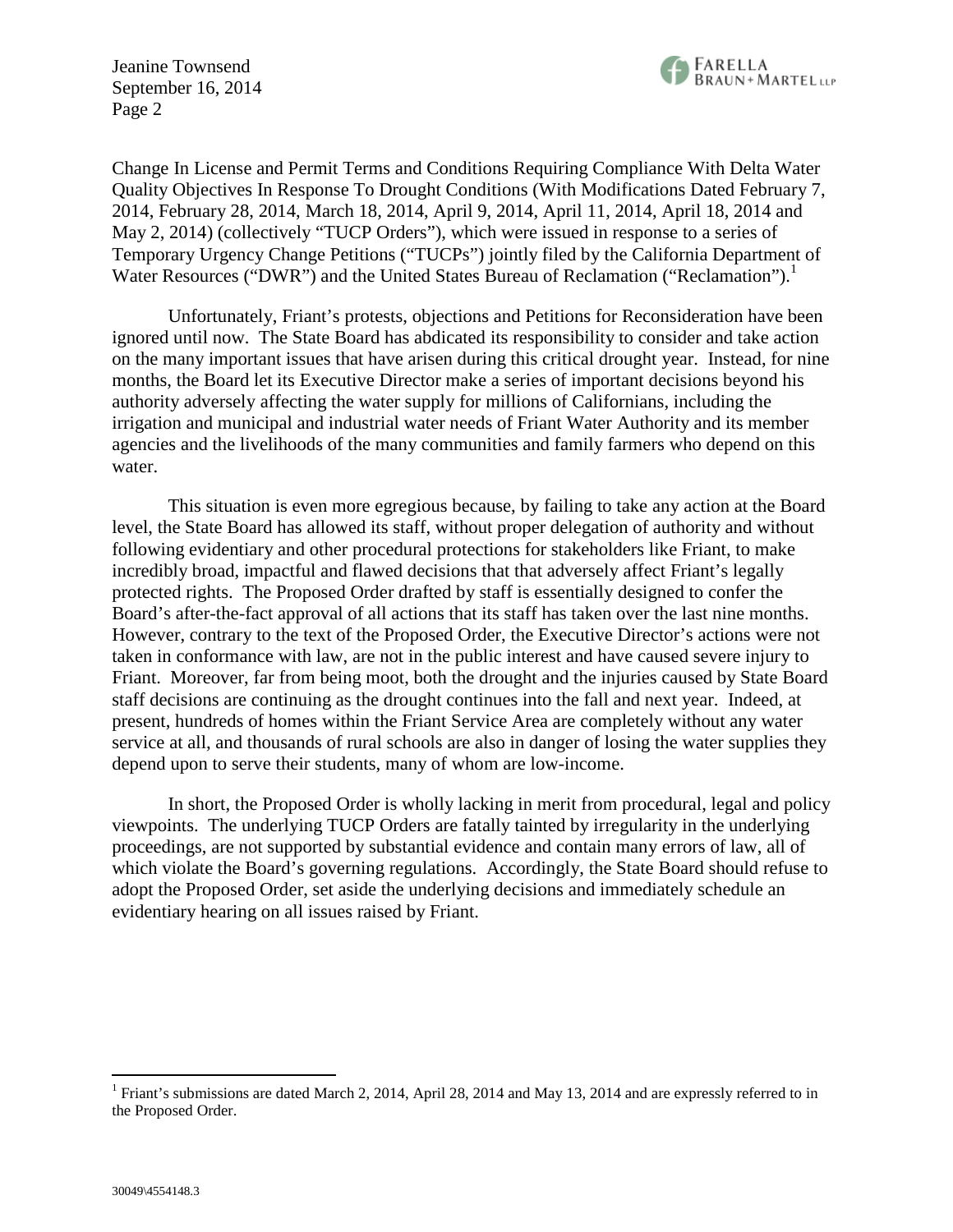Change In License and Permit Terms and Conditions Requiring Compliance With Delta Water Quality Objectives In Response To Drought Conditions (With Modifications Dated February 7, 2014, February 28, 2014, March 18, 2014, April 9, 2014, April 11, 2014, April 18, 2014 and May 2, 2014) (collectively "TUCP Orders"), which were issued in response to a series of Temporary Urgency Change Petitions ("TUCPs") jointly filed by the California Department of Water Resources ("DWR") and the United States Bureau of Reclamation ("Reclamation").[1]

Unfortunately, Friant's protests, objections and Petitions for Reconsideration have been ignored until now. The State Board has abdicated its responsibility to consider and take action on the many important issues that have arisen during this critical drought year. Instead, for nine months, the Board let its Executive Director make a series of important decisions beyond his authority adversely affecting the water supply for millions of Californians, including the irrigation and municipal and industrial water needs of Friant Water Authority and its member agencies and the livelihoods of the many communities and family farmers who depend on this water.

This situation is even more egregious because, by failing to take any action at the Board level, the State Board has allowed its staff, without proper delegation of authority and without following evidentiary and other procedural protections for stakeholders like Friant, to make incredibly broad, impactful and flawed decisions that that adversely affect Friant's legally protected rights. The Proposed Order drafted by staff is essentially designed to confer the Board's after-the-fact approval of all actions that its staff has taken over the last nine months. However, contrary to the text of the Proposed Order, the Executive Director's actions were not taken in conformance with law, are not in the public interest and have caused severe injury to Friant. Moreover, far from being moot, both the drought and the injuries caused by State Board staff decisions are continuing as the drought continues into the fall and next year. Indeed, at present, hundreds of homes within the Friant Service Area are completely without any water service at all, and thousands of rural schools are also in danger of losing the water supplies they depend upon to serve their students, many of whom are low-income.

In short, the Proposed Order is wholly lacking in merit from procedural, legal and policy viewpoints. The underlying TUCP Orders are fatally tainted by irregularity in the underlying proceedings, are not supported by substantial evidence and contain many errors of law, all of which violate the Board's governing regulations. Accordingly, the State Board should refuse to adopt the Proposed Order, set aside the underlying decisions and immediately schedule an evidentiary hearing on all issues raised by Friant.

---

[1] Friant's submissions are dated March 2, 2014, April 28, 2014 and May 13, 2014 and are expressly referred to in the Proposed Order.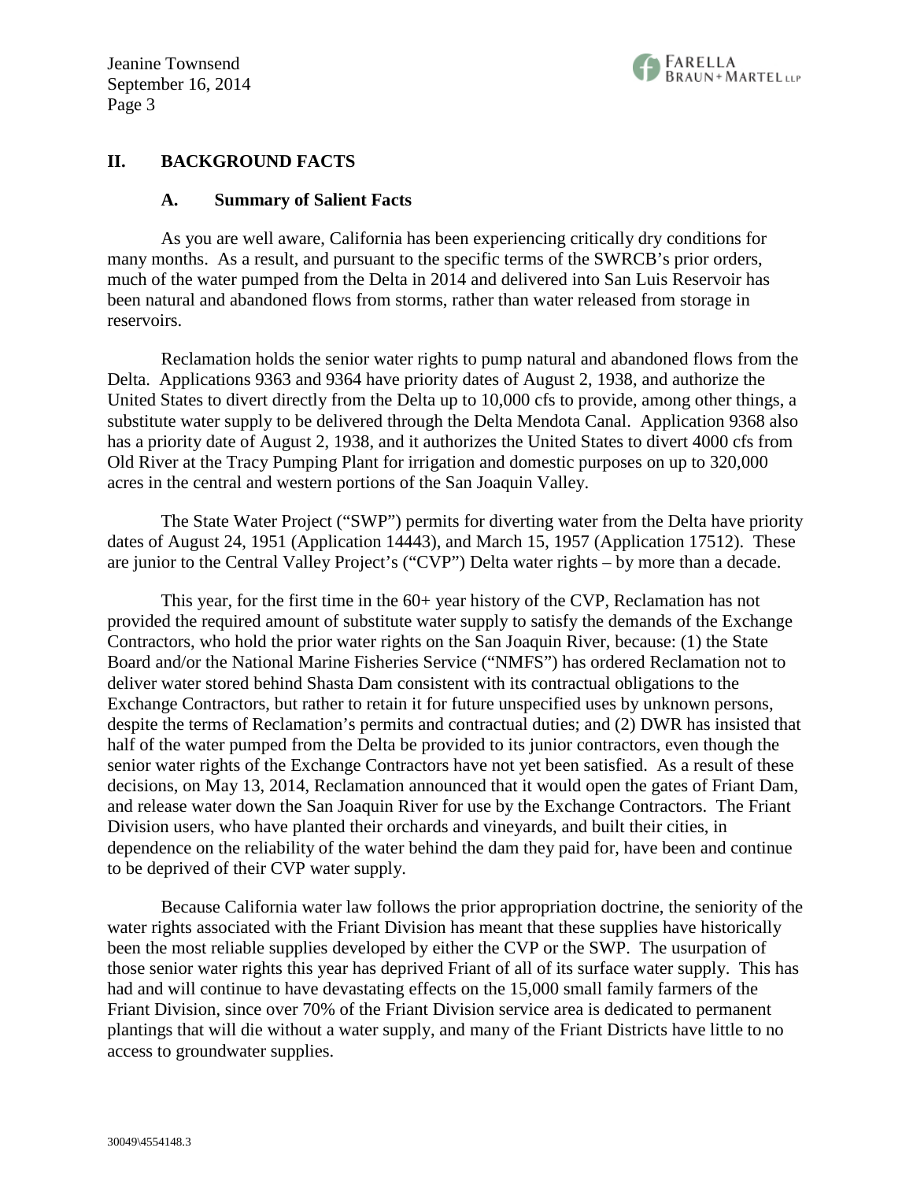## II. BACKGROUND FACTS

### A. Summary of Salient Facts

As you are well aware, California has been experiencing critically dry conditions for many months. As a result, and pursuant to the specific terms of the SWRCB's prior orders, much of the water pumped from the Delta in 2014 and delivered into San Luis Reservoir has been natural and abandoned flows from storms, rather than water released from storage in reservoirs.

Reclamation holds the senior water rights to pump natural and abandoned flows from the Delta. Applications 9363 and 9364 have priority dates of August 2, 1938, and authorize the United States to divert directly from the Delta up to 10,000 cfs to provide, among other things, a substitute water supply to be delivered through the Delta Mendota Canal. Application 9368 also has a priority date of August 2, 1938, and it authorizes the United States to divert 4000 cfs from Old River at the Tracy Pumping Plant for irrigation and domestic purposes on up to 320,000 acres in the central and western portions of the San Joaquin Valley.

The State Water Project ("SWP") permits for diverting water from the Delta have priority dates of August 24, 1951 (Application 14443), and March 15, 1957 (Application 17512). These are junior to the Central Valley Project's ("CVP") Delta water rights – by more than a decade.

This year, for the first time in the 60+ year history of the CVP, Reclamation has not provided the required amount of substitute water supply to satisfy the demands of the Exchange Contractors, who hold the prior water rights on the San Joaquin River, because: (1) the State Board and/or the National Marine Fisheries Service ("NMFS") has ordered Reclamation not to deliver water stored behind Shasta Dam consistent with its contractual obligations to the Exchange Contractors, but rather to retain it for future unspecified uses by unknown persons, despite the terms of Reclamation's permits and contractual duties; and (2) DWR has insisted that half of the water pumped from the Delta be provided to its junior contractors, even though the senior water rights of the Exchange Contractors have not yet been satisfied. As a result of these decisions, on May 13, 2014, Reclamation announced that it would open the gates of Friant Dam, and release water down the San Joaquin River for use by the Exchange Contractors. The Friant Division users, who have planted their orchards and vineyards, and built their cities, in dependence on the reliability of the water behind the dam they paid for, have been and continue to be deprived of their CVP water supply.

Because California water law follows the prior appropriation doctrine, the seniority of the water rights associated with the Friant Division has meant that these supplies have historically been the most reliable supplies developed by either the CVP or the SWP. The usurpation of those senior water rights this year has deprived Friant of all of its surface water supply. This has had and will continue to have devastating effects on the 15,000 small family farmers of the Friant Division, since over 70% of the Friant Division service area is dedicated to permanent plantings that will die without a water supply, and many of the Friant Districts have little to no access to groundwater supplies.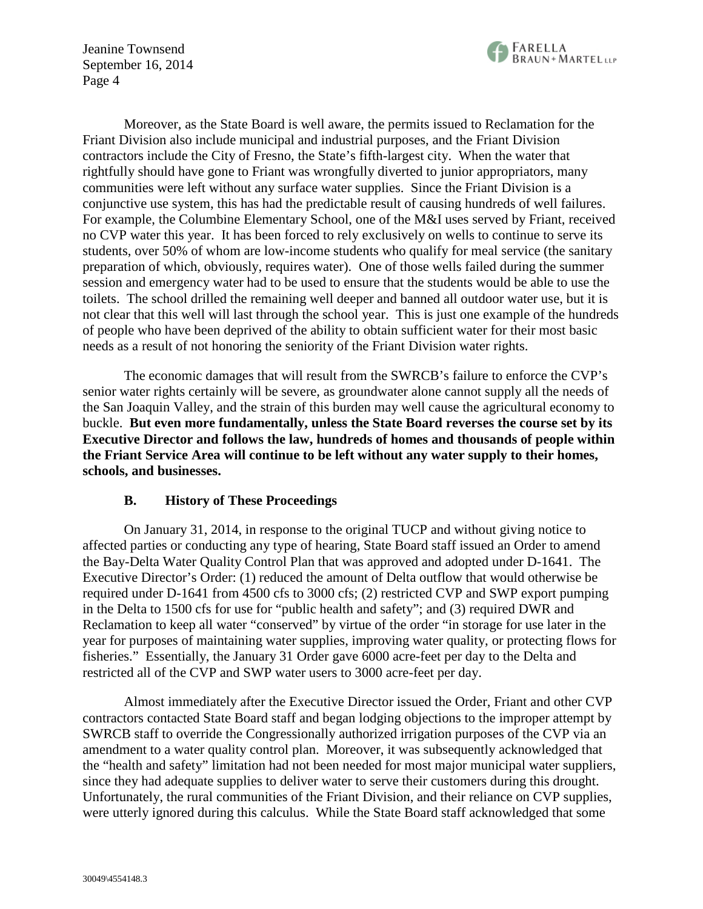Moreover, as the State Board is well aware, the permits issued to Reclamation for the Friant Division also include municipal and industrial purposes, and the Friant Division contractors include the City of Fresno, the State's fifth-largest city. When the water that rightfully should have gone to Friant was wrongfully diverted to junior appropriators, many communities were left without any surface water supplies. Since the Friant Division is a conjunctive use system, this has had the predictable result of causing hundreds of well failures. For example, the Columbine Elementary School, one of the M&I uses served by Friant, received no CVP water this year. It has been forced to rely exclusively on wells to continue to serve its students, over 50% of whom are low-income students who qualify for meal service (the sanitary preparation of which, obviously, requires water). One of those wells failed during the summer session and emergency water had to be used to ensure that the students would be able to use the toilets. The school drilled the remaining well deeper and banned all outdoor water use, but it is not clear that this well will last through the school year. This is just one example of the hundreds of people who have been deprived of the ability to obtain sufficient water for their most basic needs as a result of not honoring the seniority of the Friant Division water rights.

The economic damages that will result from the SWRCB's failure to enforce the CVP's senior water rights certainly will be severe, as groundwater alone cannot supply all the needs of the San Joaquin Valley, and the strain of this burden may well cause the agricultural economy to buckle. **But even more fundamentally, unless the State Board reverses the course set by its Executive Director and follows the law, hundreds of homes and thousands of people within the Friant Service Area will continue to be left without any water supply to their homes, schools, and businesses.**

### B. History of These Proceedings

On January 31, 2014, in response to the original TUCP and without giving notice to affected parties or conducting any type of hearing, State Board staff issued an Order to amend the Bay-Delta Water Quality Control Plan that was approved and adopted under D-1641. The Executive Director's Order: (1) reduced the amount of Delta outflow that would otherwise be required under D-1641 from 4500 cfs to 3000 cfs; (2) restricted CVP and SWP export pumping in the Delta to 1500 cfs for use for "public health and safety"; and (3) required DWR and Reclamation to keep all water "conserved" by virtue of the order "in storage for use later in the year for purposes of maintaining water supplies, improving water quality, or protecting flows for fisheries." Essentially, the January 31 Order gave 6000 acre-feet per day to the Delta and restricted all of the CVP and SWP water users to 3000 acre-feet per day.

Almost immediately after the Executive Director issued the Order, Friant and other CVP contractors contacted State Board staff and began lodging objections to the improper attempt by SWRCB staff to override the Congressionally authorized irrigation purposes of the CVP via an amendment to a water quality control plan. Moreover, it was subsequently acknowledged that the "health and safety" limitation had not been needed for most major municipal water suppliers, since they had adequate supplies to deliver water to serve their customers during this drought. Unfortunately, the rural communities of the Friant Division, and their reliance on CVP supplies, were utterly ignored during this calculus. While the State Board staff acknowledged that some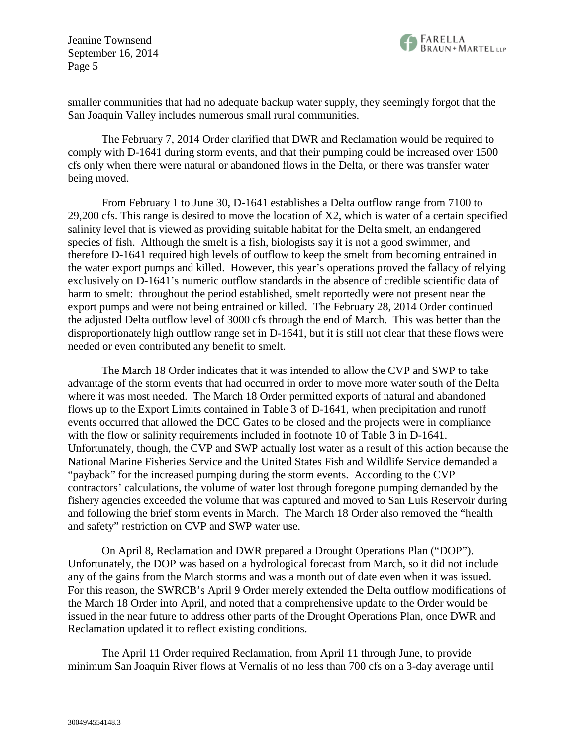smaller communities that had no adequate backup water supply, they seemingly forgot that the San Joaquin Valley includes numerous small rural communities.

The February 7, 2014 Order clarified that DWR and Reclamation would be required to comply with D-1641 during storm events, and that their pumping could be increased over 1500 cfs only when there were natural or abandoned flows in the Delta, or there was transfer water being moved.

From February 1 to June 30, D-1641 establishes a Delta outflow range from 7100 to 29,200 cfs. This range is desired to move the location of X2, which is water of a certain specified salinity level that is viewed as providing suitable habitat for the Delta smelt, an endangered species of fish. Although the smelt is a fish, biologists say it is not a good swimmer, and therefore D-1641 required high levels of outflow to keep the smelt from becoming entrained in the water export pumps and killed. However, this year's operations proved the fallacy of relying exclusively on D-1641's numeric outflow standards in the absence of credible scientific data of harm to smelt: throughout the period established, smelt reportedly were not present near the export pumps and were not being entrained or killed. The February 28, 2014 Order continued the adjusted Delta outflow level of 3000 cfs through the end of March. This was better than the disproportionately high outflow range set in D-1641, but it is still not clear that these flows were needed or even contributed any benefit to smelt.

The March 18 Order indicates that it was intended to allow the CVP and SWP to take advantage of the storm events that had occurred in order to move more water south of the Delta where it was most needed. The March 18 Order permitted exports of natural and abandoned flows up to the Export Limits contained in Table 3 of D-1641, when precipitation and runoff events occurred that allowed the DCC Gates to be closed and the projects were in compliance with the flow or salinity requirements included in footnote 10 of Table 3 in D-1641. Unfortunately, though, the CVP and SWP actually lost water as a result of this action because the National Marine Fisheries Service and the United States Fish and Wildlife Service demanded a "payback" for the increased pumping during the storm events. According to the CVP contractors' calculations, the volume of water lost through foregone pumping demanded by the fishery agencies exceeded the volume that was captured and moved to San Luis Reservoir during and following the brief storm events in March. The March 18 Order also removed the "health and safety" restriction on CVP and SWP water use.

On April 8, Reclamation and DWR prepared a Drought Operations Plan ("DOP"). Unfortunately, the DOP was based on a hydrological forecast from March, so it did not include any of the gains from the March storms and was a month out of date even when it was issued. For this reason, the SWRCB's April 9 Order merely extended the Delta outflow modifications of the March 18 Order into April, and noted that a comprehensive update to the Order would be issued in the near future to address other parts of the Drought Operations Plan, once DWR and Reclamation updated it to reflect existing conditions.

The April 11 Order required Reclamation, from April 11 through June, to provide minimum San Joaquin River flows at Vernalis of no less than 700 cfs on a 3-day average until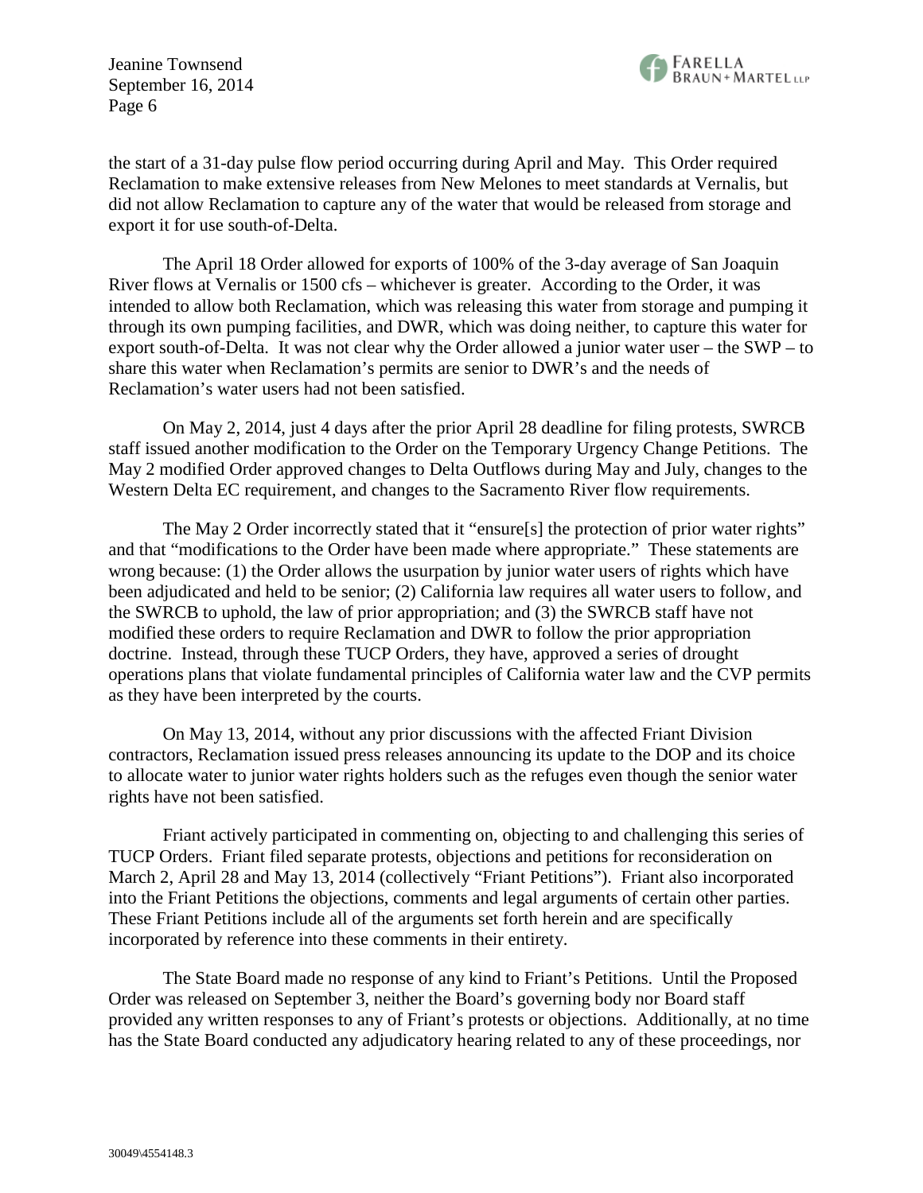the start of a 31-day pulse flow period occurring during April and May. This Order required Reclamation to make extensive releases from New Melones to meet standards at Vernalis, but did not allow Reclamation to capture any of the water that would be released from storage and export it for use south-of-Delta.

The April 18 Order allowed for exports of 100% of the 3-day average of San Joaquin River flows at Vernalis or 1500 cfs – whichever is greater. According to the Order, it was intended to allow both Reclamation, which was releasing this water from storage and pumping it through its own pumping facilities, and DWR, which was doing neither, to capture this water for export south-of-Delta. It was not clear why the Order allowed a junior water user – the SWP – to share this water when Reclamation's permits are senior to DWR's and the needs of Reclamation's water users had not been satisfied.

On May 2, 2014, just 4 days after the prior April 28 deadline for filing protests, SWRCB staff issued another modification to the Order on the Temporary Urgency Change Petitions. The May 2 modified Order approved changes to Delta Outflows during May and July, changes to the Western Delta EC requirement, and changes to the Sacramento River flow requirements.

The May 2 Order incorrectly stated that it "ensure[s] the protection of prior water rights" and that "modifications to the Order have been made where appropriate." These statements are wrong because: (1) the Order allows the usurpation by junior water users of rights which have been adjudicated and held to be senior; (2) California law requires all water users to follow, and the SWRCB to uphold, the law of prior appropriation; and (3) the SWRCB staff have not modified these orders to require Reclamation and DWR to follow the prior appropriation doctrine. Instead, through these TUCP Orders, they have, approved a series of drought operations plans that violate fundamental principles of California water law and the CVP permits as they have been interpreted by the courts.

On May 13, 2014, without any prior discussions with the affected Friant Division contractors, Reclamation issued press releases announcing its update to the DOP and its choice to allocate water to junior water rights holders such as the refuges even though the senior water rights have not been satisfied.

Friant actively participated in commenting on, objecting to and challenging this series of TUCP Orders. Friant filed separate protests, objections and petitions for reconsideration on March 2, April 28 and May 13, 2014 (collectively "Friant Petitions"). Friant also incorporated into the Friant Petitions the objections, comments and legal arguments of certain other parties. These Friant Petitions include all of the arguments set forth herein and are specifically incorporated by reference into these comments in their entirety.

The State Board made no response of any kind to Friant's Petitions. Until the Proposed Order was released on September 3, neither the Board's governing body nor Board staff provided any written responses to any of Friant's protests or objections. Additionally, at no time has the State Board conducted any adjudicatory hearing related to any of these proceedings, nor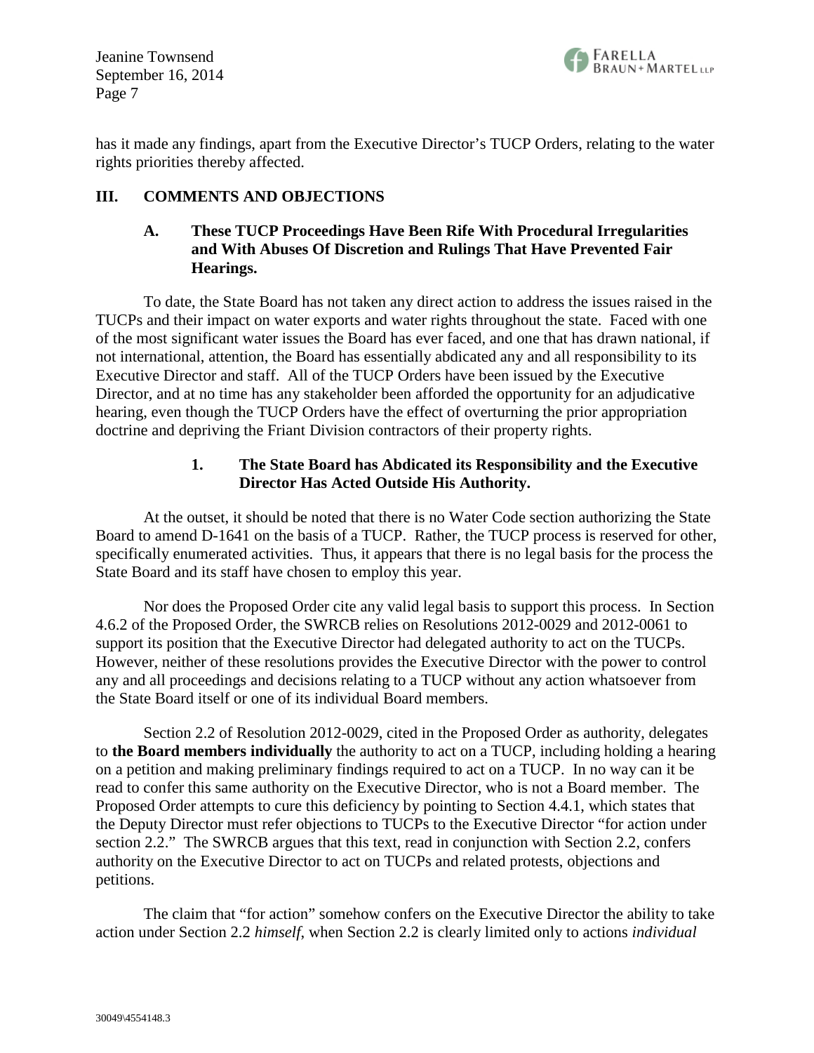has it made any findings, apart from the Executive Director's TUCP Orders, relating to the water rights priorities thereby affected.

## III. COMMENTS AND OBJECTIONS

### A. These TUCP Proceedings Have Been Rife With Procedural Irregularities and With Abuses Of Discretion and Rulings That Have Prevented Fair Hearings.

To date, the State Board has not taken any direct action to address the issues raised in the TUCPs and their impact on water exports and water rights throughout the state. Faced with one of the most significant water issues the Board has ever faced, and one that has drawn national, if not international, attention, the Board has essentially abdicated any and all responsibility to its Executive Director and staff. All of the TUCP Orders have been issued by the Executive Director, and at no time has any stakeholder been afforded the opportunity for an adjudicative hearing, even though the TUCP Orders have the effect of overturning the prior appropriation doctrine and depriving the Friant Division contractors of their property rights.

#### 1. The State Board has Abdicated its Responsibility and the Executive Director Has Acted Outside His Authority.

At the outset, it should be noted that there is no Water Code section authorizing the State Board to amend D-1641 on the basis of a TUCP. Rather, the TUCP process is reserved for other, specifically enumerated activities. Thus, it appears that there is no legal basis for the process the State Board and its staff have chosen to employ this year.

Nor does the Proposed Order cite any valid legal basis to support this process. In Section 4.6.2 of the Proposed Order, the SWRCB relies on Resolutions 2012-0029 and 2012-0061 to support its position that the Executive Director had delegated authority to act on the TUCPs. However, neither of these resolutions provides the Executive Director with the power to control any and all proceedings and decisions relating to a TUCP without any action whatsoever from the State Board itself or one of its individual Board members.

Section 2.2 of Resolution 2012-0029, cited in the Proposed Order as authority, delegates to **the Board members individually** the authority to act on a TUCP, including holding a hearing on a petition and making preliminary findings required to act on a TUCP. In no way can it be read to confer this same authority on the Executive Director, who is not a Board member. The Proposed Order attempts to cure this deficiency by pointing to Section 4.4.1, which states that the Deputy Director must refer objections to TUCPs to the Executive Director "for action under section 2.2." The SWRCB argues that this text, read in conjunction with Section 2.2, confers authority on the Executive Director to act on TUCPs and related protests, objections and petitions.

The claim that "for action" somehow confers on the Executive Director the ability to take action under Section 2.2 *himself*, when Section 2.2 is clearly limited only to actions *individual*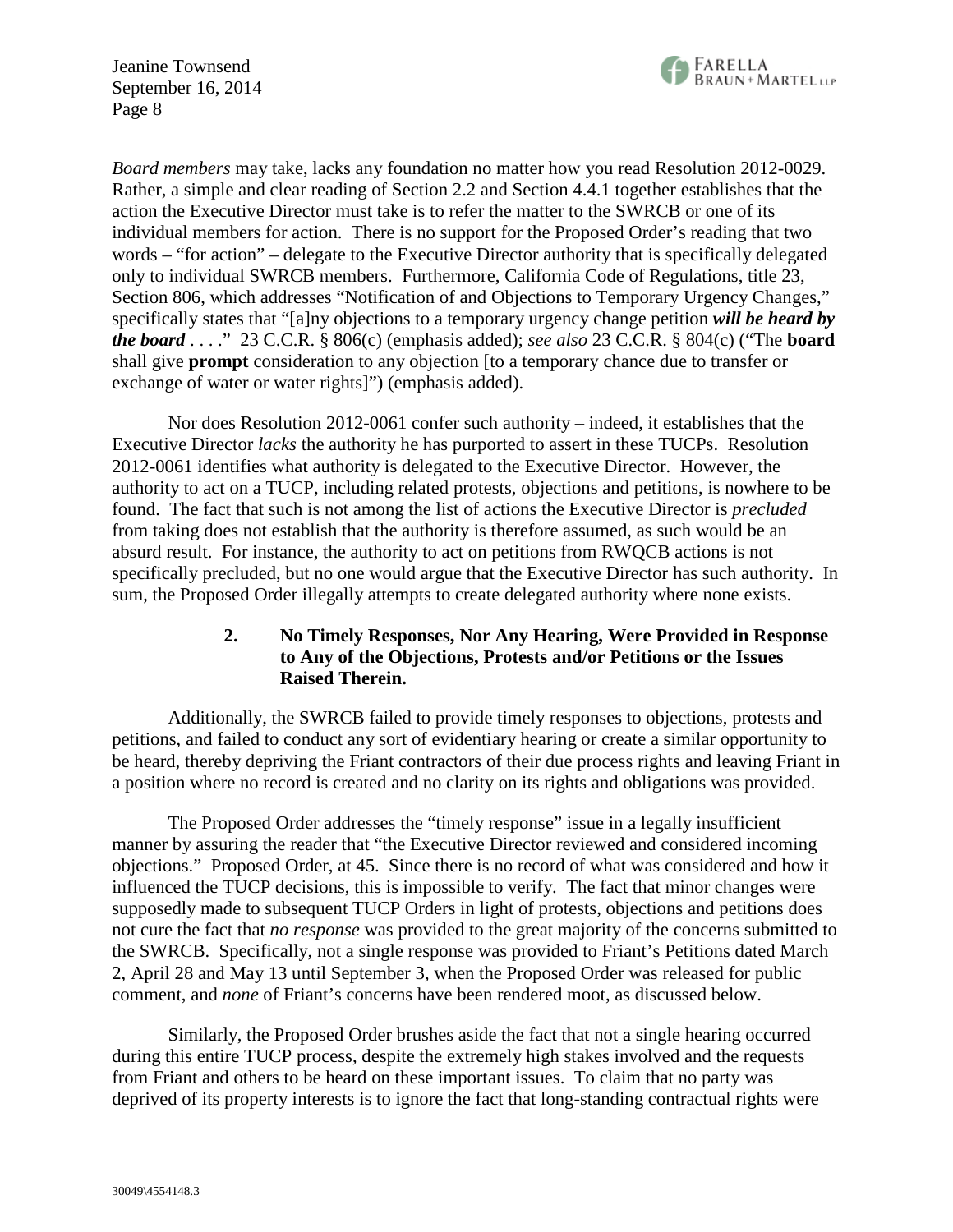*Board members* may take, lacks any foundation no matter how you read Resolution 2012-0029. Rather, a simple and clear reading of Section 2.2 and Section 4.4.1 together establishes that the action the Executive Director must take is to refer the matter to the SWRCB or one of its individual members for action. There is no support for the Proposed Order's reading that two words – "for action" – delegate to the Executive Director authority that is specifically delegated only to individual SWRCB members. Furthermore, California Code of Regulations, title 23, Section 806, which addresses "Notification of and Objections to Temporary Urgency Changes," specifically states that "[a]ny objections to a temporary urgency change petition ***will be heard by the board*** . . . ." 23 C.C.R. § 806(c) (emphasis added); *see also* 23 C.C.R. § 804(c) ("The **board** shall give **prompt** consideration to any objection [to a temporary chance due to transfer or exchange of water or water rights]") (emphasis added).

Nor does Resolution 2012-0061 confer such authority – indeed, it establishes that the Executive Director *lacks* the authority he has purported to assert in these TUCPs. Resolution 2012-0061 identifies what authority is delegated to the Executive Director. However, the authority to act on a TUCP, including related protests, objections and petitions, is nowhere to be found. The fact that such is not among the list of actions the Executive Director is *precluded* from taking does not establish that the authority is therefore assumed, as such would be an absurd result. For instance, the authority to act on petitions from RWQCB actions is not specifically precluded, but no one would argue that the Executive Director has such authority. In sum, the Proposed Order illegally attempts to create delegated authority where none exists.

### 2. No Timely Responses, Nor Any Hearing, Were Provided in Response to Any of the Objections, Protests and/or Petitions or the Issues Raised Therein.

Additionally, the SWRCB failed to provide timely responses to objections, protests and petitions, and failed to conduct any sort of evidentiary hearing or create a similar opportunity to be heard, thereby depriving the Friant contractors of their due process rights and leaving Friant in a position where no record is created and no clarity on its rights and obligations was provided.

The Proposed Order addresses the "timely response" issue in a legally insufficient manner by assuring the reader that "the Executive Director reviewed and considered incoming objections." Proposed Order, at 45. Since there is no record of what was considered and how it influenced the TUCP decisions, this is impossible to verify. The fact that minor changes were supposedly made to subsequent TUCP Orders in light of protests, objections and petitions does not cure the fact that *no response* was provided to the great majority of the concerns submitted to the SWRCB. Specifically, not a single response was provided to Friant's Petitions dated March 2, April 28 and May 13 until September 3, when the Proposed Order was released for public comment, and *none* of Friant's concerns have been rendered moot, as discussed below.

Similarly, the Proposed Order brushes aside the fact that not a single hearing occurred during this entire TUCP process, despite the extremely high stakes involved and the requests from Friant and others to be heard on these important issues. To claim that no party was deprived of its property interests is to ignore the fact that long-standing contractual rights were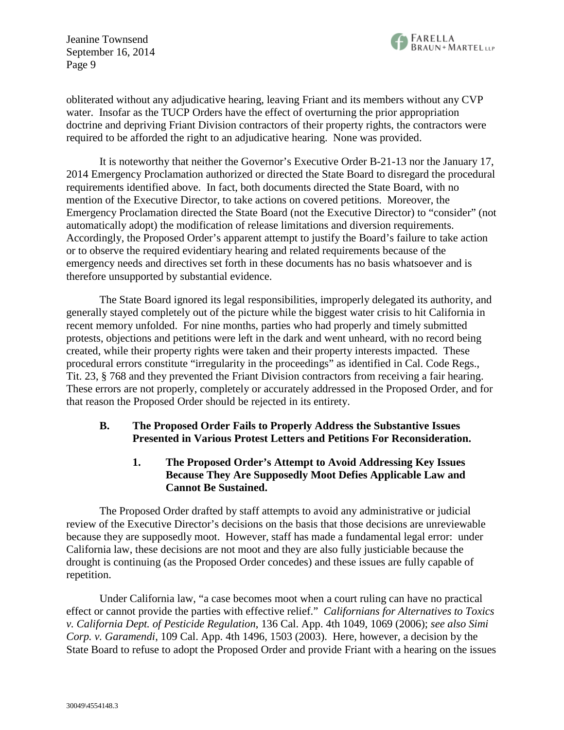obliterated without any adjudicative hearing, leaving Friant and its members without any CVP water. Insofar as the TUCP Orders have the effect of overturning the prior appropriation doctrine and depriving Friant Division contractors of their property rights, the contractors were required to be afforded the right to an adjudicative hearing. None was provided.

It is noteworthy that neither the Governor's Executive Order B-21-13 nor the January 17, 2014 Emergency Proclamation authorized or directed the State Board to disregard the procedural requirements identified above. In fact, both documents directed the State Board, with no mention of the Executive Director, to take actions on covered petitions. Moreover, the Emergency Proclamation directed the State Board (not the Executive Director) to "consider" (not automatically adopt) the modification of release limitations and diversion requirements. Accordingly, the Proposed Order's apparent attempt to justify the Board's failure to take action or to observe the required evidentiary hearing and related requirements because of the emergency needs and directives set forth in these documents has no basis whatsoever and is therefore unsupported by substantial evidence.

The State Board ignored its legal responsibilities, improperly delegated its authority, and generally stayed completely out of the picture while the biggest water crisis to hit California in recent memory unfolded. For nine months, parties who had properly and timely submitted protests, objections and petitions were left in the dark and went unheard, with no record being created, while their property rights were taken and their property interests impacted. These procedural errors constitute "irregularity in the proceedings" as identified in Cal. Code Regs., Tit. 23, § 768 and they prevented the Friant Division contractors from receiving a fair hearing. These errors are not properly, completely or accurately addressed in the Proposed Order, and for that reason the Proposed Order should be rejected in its entirety.

### B. The Proposed Order Fails to Properly Address the Substantive Issues Presented in Various Protest Letters and Petitions For Reconsideration.

#### 1. The Proposed Order's Attempt to Avoid Addressing Key Issues Because They Are Supposedly Moot Defies Applicable Law and Cannot Be Sustained.

The Proposed Order drafted by staff attempts to avoid any administrative or judicial review of the Executive Director's decisions on the basis that those decisions are unreviewable because they are supposedly moot. However, staff has made a fundamental legal error: under California law, these decisions are not moot and they are also fully justiciable because the drought is continuing (as the Proposed Order concedes) and these issues are fully capable of repetition.

Under California law, "a case becomes moot when a court ruling can have no practical effect or cannot provide the parties with effective relief." *Californians for Alternatives to Toxics v. California Dept. of Pesticide Regulation*, 136 Cal. App. 4th 1049, 1069 (2006); *see also Simi Corp. v. Garamendi*, 109 Cal. App. 4th 1496, 1503 (2003). Here, however, a decision by the State Board to refuse to adopt the Proposed Order and provide Friant with a hearing on the issues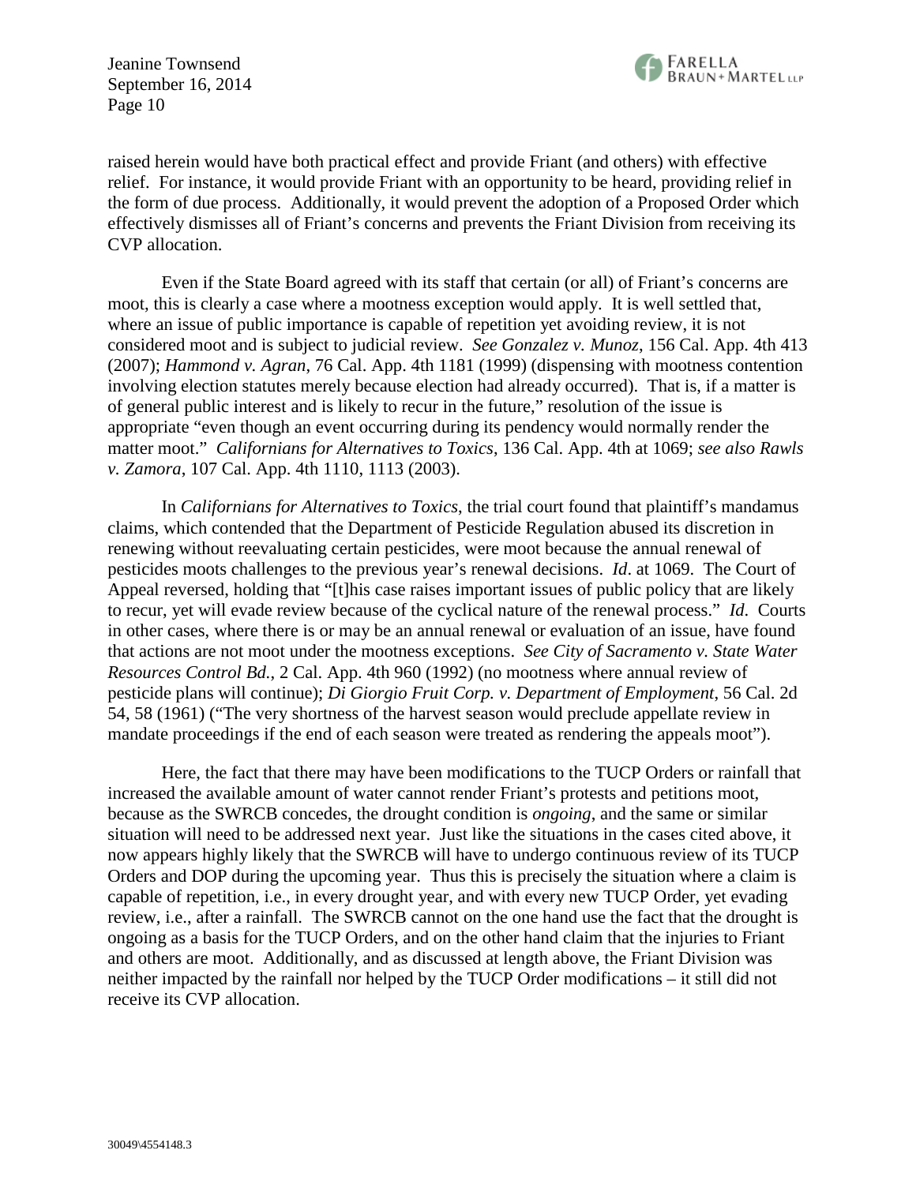raised herein would have both practical effect and provide Friant (and others) with effective relief. For instance, it would provide Friant with an opportunity to be heard, providing relief in the form of due process. Additionally, it would prevent the adoption of a Proposed Order which effectively dismisses all of Friant's concerns and prevents the Friant Division from receiving its CVP allocation.

Even if the State Board agreed with its staff that certain (or all) of Friant's concerns are moot, this is clearly a case where a mootness exception would apply. It is well settled that, where an issue of public importance is capable of repetition yet avoiding review, it is not considered moot and is subject to judicial review. *See Gonzalez v. Munoz*, 156 Cal. App. 4th 413 (2007); *Hammond v. Agran*, 76 Cal. App. 4th 1181 (1999) (dispensing with mootness contention involving election statutes merely because election had already occurred). That is, if a matter is of general public interest and is likely to recur in the future," resolution of the issue is appropriate "even though an event occurring during its pendency would normally render the matter moot." *Californians for Alternatives to Toxics*, 136 Cal. App. 4th at 1069; *see also Rawls v. Zamora*, 107 Cal. App. 4th 1110, 1113 (2003).

In *Californians for Alternatives to Toxics*, the trial court found that plaintiff's mandamus claims, which contended that the Department of Pesticide Regulation abused its discretion in renewing without reevaluating certain pesticides, were moot because the annual renewal of pesticides moots challenges to the previous year's renewal decisions. *Id*. at 1069. The Court of Appeal reversed, holding that "[t]his case raises important issues of public policy that are likely to recur, yet will evade review because of the cyclical nature of the renewal process." *Id*. Courts in other cases, where there is or may be an annual renewal or evaluation of an issue, have found that actions are not moot under the mootness exceptions. *See City of Sacramento v. State Water Resources Control Bd.*, 2 Cal. App. 4th 960 (1992) (no mootness where annual review of pesticide plans will continue); *Di Giorgio Fruit Corp. v. Department of Employment*, 56 Cal. 2d 54, 58 (1961) ("The very shortness of the harvest season would preclude appellate review in mandate proceedings if the end of each season were treated as rendering the appeals moot").

Here, the fact that there may have been modifications to the TUCP Orders or rainfall that increased the available amount of water cannot render Friant's protests and petitions moot, because as the SWRCB concedes, the drought condition is *ongoing*, and the same or similar situation will need to be addressed next year. Just like the situations in the cases cited above, it now appears highly likely that the SWRCB will have to undergo continuous review of its TUCP Orders and DOP during the upcoming year. Thus this is precisely the situation where a claim is capable of repetition, i.e., in every drought year, and with every new TUCP Order, yet evading review, i.e., after a rainfall. The SWRCB cannot on the one hand use the fact that the drought is ongoing as a basis for the TUCP Orders, and on the other hand claim that the injuries to Friant and others are moot. Additionally, and as discussed at length above, the Friant Division was neither impacted by the rainfall nor helped by the TUCP Order modifications – it still did not receive its CVP allocation.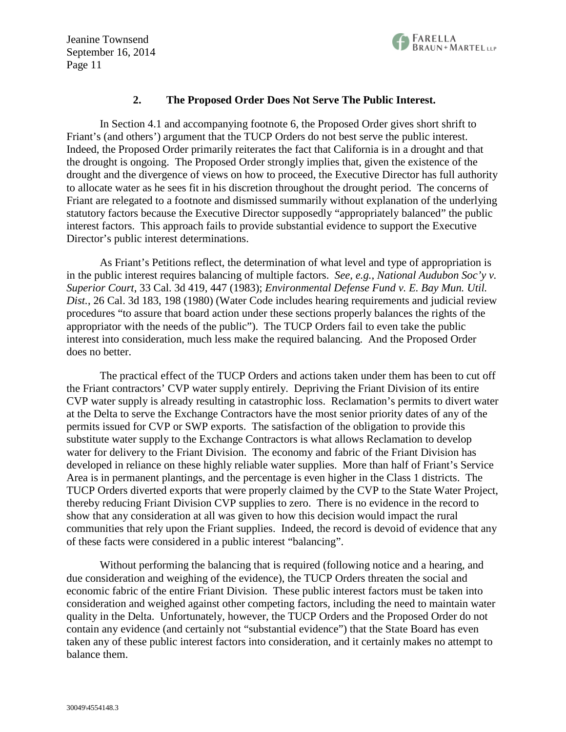### 2. The Proposed Order Does Not Serve The Public Interest.

In Section 4.1 and accompanying footnote 6, the Proposed Order gives short shrift to Friant's (and others') argument that the TUCP Orders do not best serve the public interest. Indeed, the Proposed Order primarily reiterates the fact that California is in a drought and that the drought is ongoing. The Proposed Order strongly implies that, given the existence of the drought and the divergence of views on how to proceed, the Executive Director has full authority to allocate water as he sees fit in his discretion throughout the drought period. The concerns of Friant are relegated to a footnote and dismissed summarily without explanation of the underlying statutory factors because the Executive Director supposedly "appropriately balanced" the public interest factors. This approach fails to provide substantial evidence to support the Executive Director's public interest determinations.

As Friant's Petitions reflect, the determination of what level and type of appropriation is in the public interest requires balancing of multiple factors. *See, e.g.*, *National Audubon Soc'y v. Superior Court*, 33 Cal. 3d 419, 447 (1983); *Environmental Defense Fund v. E. Bay Mun. Util. Dist.*, 26 Cal. 3d 183, 198 (1980) (Water Code includes hearing requirements and judicial review procedures "to assure that board action under these sections properly balances the rights of the appropriator with the needs of the public"). The TUCP Orders fail to even take the public interest into consideration, much less make the required balancing. And the Proposed Order does no better.

The practical effect of the TUCP Orders and actions taken under them has been to cut off the Friant contractors' CVP water supply entirely. Depriving the Friant Division of its entire CVP water supply is already resulting in catastrophic loss. Reclamation's permits to divert water at the Delta to serve the Exchange Contractors have the most senior priority dates of any of the permits issued for CVP or SWP exports. The satisfaction of the obligation to provide this substitute water supply to the Exchange Contractors is what allows Reclamation to develop water for delivery to the Friant Division. The economy and fabric of the Friant Division has developed in reliance on these highly reliable water supplies. More than half of Friant's Service Area is in permanent plantings, and the percentage is even higher in the Class 1 districts. The TUCP Orders diverted exports that were properly claimed by the CVP to the State Water Project, thereby reducing Friant Division CVP supplies to zero. There is no evidence in the record to show that any consideration at all was given to how this decision would impact the rural communities that rely upon the Friant supplies. Indeed, the record is devoid of evidence that any of these facts were considered in a public interest "balancing".

Without performing the balancing that is required (following notice and a hearing, and due consideration and weighing of the evidence), the TUCP Orders threaten the social and economic fabric of the entire Friant Division. These public interest factors must be taken into consideration and weighed against other competing factors, including the need to maintain water quality in the Delta. Unfortunately, however, the TUCP Orders and the Proposed Order do not contain any evidence (and certainly not "substantial evidence") that the State Board has even taken any of these public interest factors into consideration, and it certainly makes no attempt to balance them.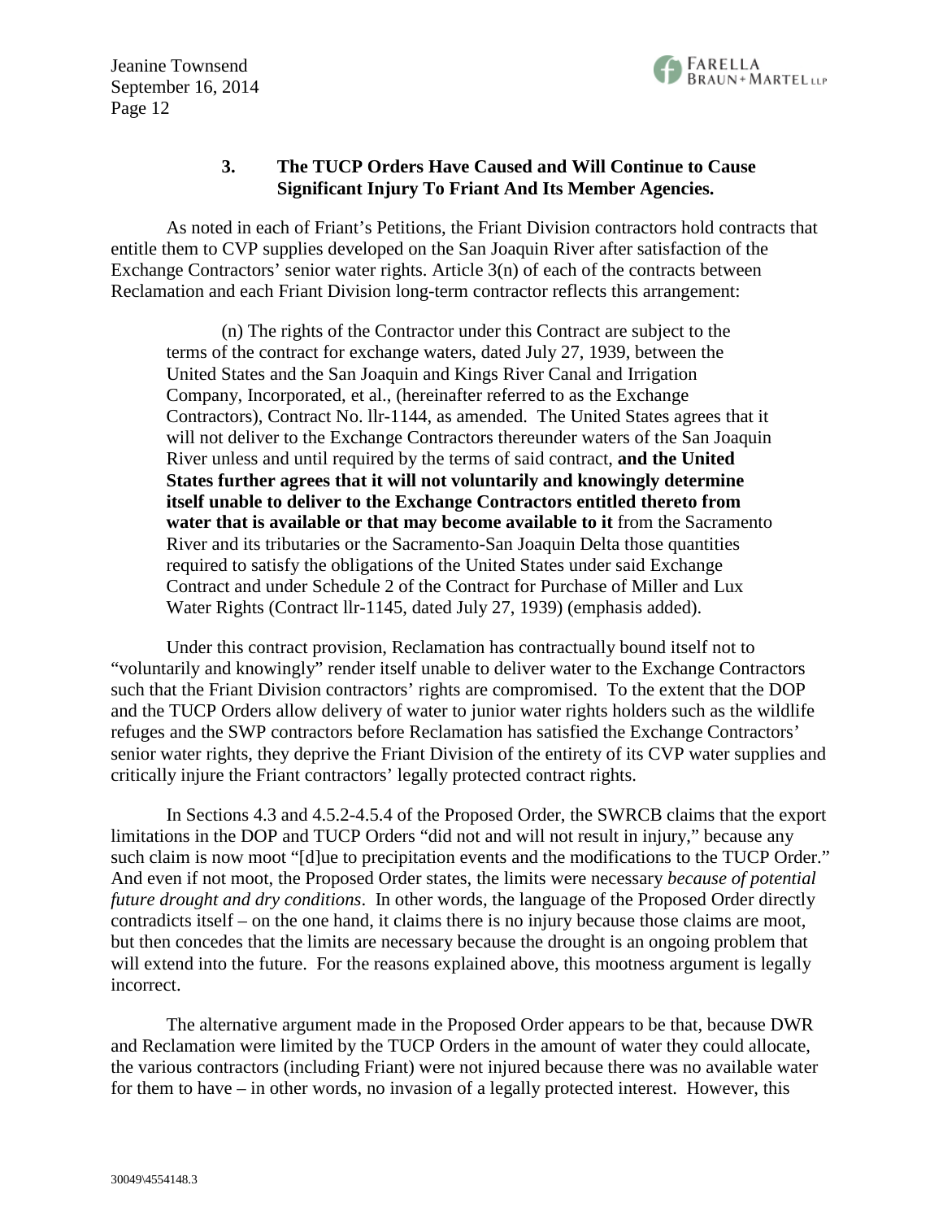### 3. The TUCP Orders Have Caused and Will Continue to Cause Significant Injury To Friant And Its Member Agencies.

As noted in each of Friant's Petitions, the Friant Division contractors hold contracts that entitle them to CVP supplies developed on the San Joaquin River after satisfaction of the Exchange Contractors' senior water rights. Article 3(n) of each of the contracts between Reclamation and each Friant Division long-term contractor reflects this arrangement:

> (n) The rights of the Contractor under this Contract are subject to the terms of the contract for exchange waters, dated July 27, 1939, between the United States and the San Joaquin and Kings River Canal and Irrigation Company, Incorporated, et al., (hereinafter referred to as the Exchange Contractors), Contract No. llr-1144, as amended. The United States agrees that it will not deliver to the Exchange Contractors thereunder waters of the San Joaquin River unless and until required by the terms of said contract, **and the United States further agrees that it will not voluntarily and knowingly determine itself unable to deliver to the Exchange Contractors entitled thereto from water that is available or that may become available to it** from the Sacramento River and its tributaries or the Sacramento-San Joaquin Delta those quantities required to satisfy the obligations of the United States under said Exchange Contract and under Schedule 2 of the Contract for Purchase of Miller and Lux Water Rights (Contract llr-1145, dated July 27, 1939) (emphasis added).

Under this contract provision, Reclamation has contractually bound itself not to "voluntarily and knowingly" render itself unable to deliver water to the Exchange Contractors such that the Friant Division contractors' rights are compromised. To the extent that the DOP and the TUCP Orders allow delivery of water to junior water rights holders such as the wildlife refuges and the SWP contractors before Reclamation has satisfied the Exchange Contractors' senior water rights, they deprive the Friant Division of the entirety of its CVP water supplies and critically injure the Friant contractors' legally protected contract rights.

In Sections 4.3 and 4.5.2-4.5.4 of the Proposed Order, the SWRCB claims that the export limitations in the DOP and TUCP Orders "did not and will not result in injury," because any such claim is now moot "[d]ue to precipitation events and the modifications to the TUCP Order." And even if not moot, the Proposed Order states, the limits were necessary *because of potential future drought and dry conditions*. In other words, the language of the Proposed Order directly contradicts itself – on the one hand, it claims there is no injury because those claims are moot, but then concedes that the limits are necessary because the drought is an ongoing problem that will extend into the future. For the reasons explained above, this mootness argument is legally incorrect.

The alternative argument made in the Proposed Order appears to be that, because DWR and Reclamation were limited by the TUCP Orders in the amount of water they could allocate, the various contractors (including Friant) were not injured because there was no available water for them to have – in other words, no invasion of a legally protected interest. However, this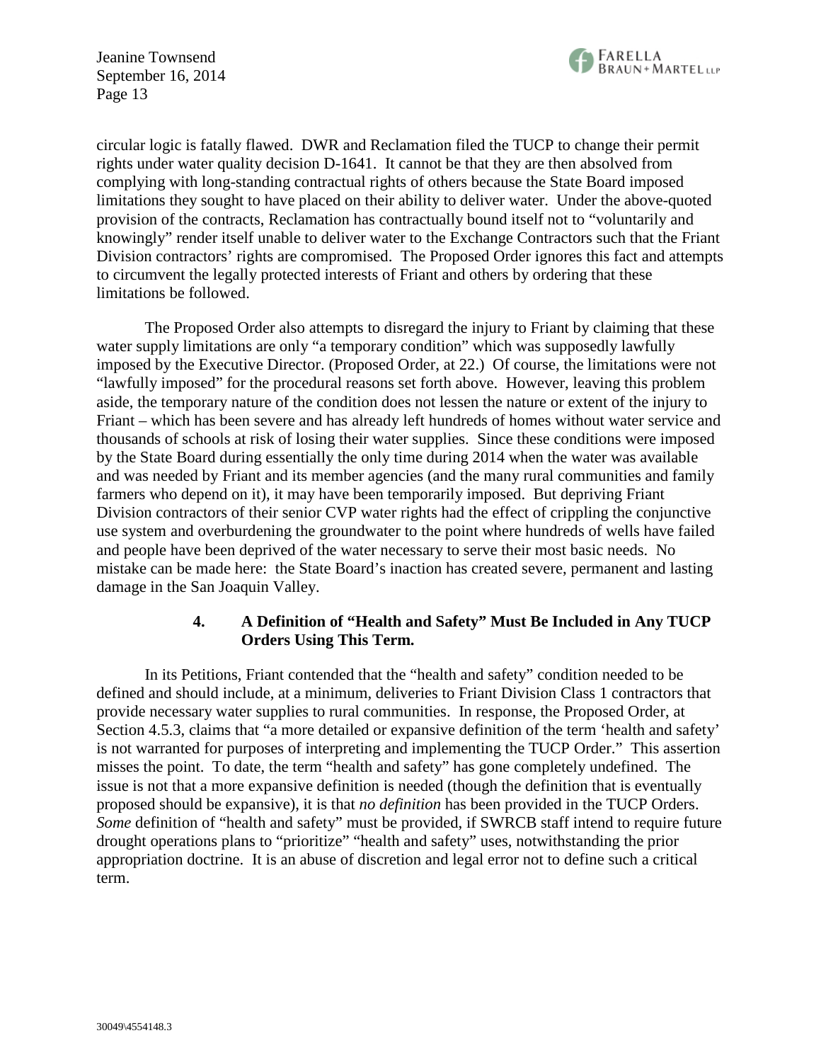circular logic is fatally flawed. DWR and Reclamation filed the TUCP to change their permit rights under water quality decision D-1641. It cannot be that they are then absolved from complying with long-standing contractual rights of others because the State Board imposed limitations they sought to have placed on their ability to deliver water. Under the above-quoted provision of the contracts, Reclamation has contractually bound itself not to "voluntarily and knowingly" render itself unable to deliver water to the Exchange Contractors such that the Friant Division contractors' rights are compromised. The Proposed Order ignores this fact and attempts to circumvent the legally protected interests of Friant and others by ordering that these limitations be followed.

The Proposed Order also attempts to disregard the injury to Friant by claiming that these water supply limitations are only "a temporary condition" which was supposedly lawfully imposed by the Executive Director. (Proposed Order, at 22.) Of course, the limitations were not "lawfully imposed" for the procedural reasons set forth above. However, leaving this problem aside, the temporary nature of the condition does not lessen the nature or extent of the injury to Friant – which has been severe and has already left hundreds of homes without water service and thousands of schools at risk of losing their water supplies. Since these conditions were imposed by the State Board during essentially the only time during 2014 when the water was available and was needed by Friant and its member agencies (and the many rural communities and family farmers who depend on it), it may have been temporarily imposed. But depriving Friant Division contractors of their senior CVP water rights had the effect of crippling the conjunctive use system and overburdening the groundwater to the point where hundreds of wells have failed and people have been deprived of the water necessary to serve their most basic needs. No mistake can be made here: the State Board's inaction has created severe, permanent and lasting damage in the San Joaquin Valley.

**4. A Definition of "Health and Safety" Must Be Included in Any TUCP Orders Using This Term.**

In its Petitions, Friant contended that the "health and safety" condition needed to be defined and should include, at a minimum, deliveries to Friant Division Class 1 contractors that provide necessary water supplies to rural communities. In response, the Proposed Order, at Section 4.5.3, claims that "a more detailed or expansive definition of the term 'health and safety' is not warranted for purposes of interpreting and implementing the TUCP Order." This assertion misses the point. To date, the term "health and safety" has gone completely undefined. The issue is not that a more expansive definition is needed (though the definition that is eventually proposed should be expansive), it is that *no definition* has been provided in the TUCP Orders. *Some* definition of "health and safety" must be provided, if SWRCB staff intend to require future drought operations plans to "prioritize" "health and safety" uses, notwithstanding the prior appropriation doctrine. It is an abuse of discretion and legal error not to define such a critical term.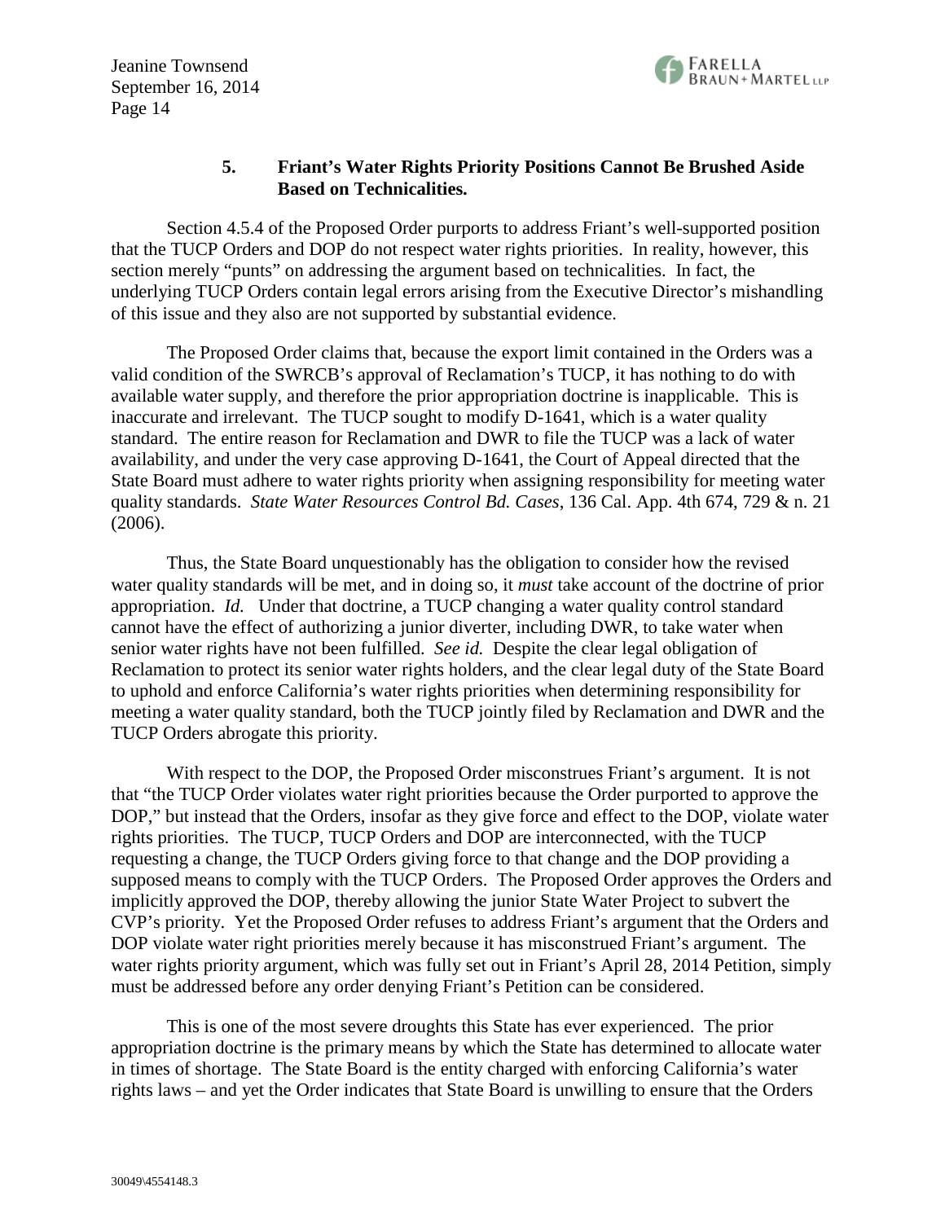### 5. Friant's Water Rights Priority Positions Cannot Be Brushed Aside Based on Technicalities.

Section 4.5.4 of the Proposed Order purports to address Friant's well-supported position that the TUCP Orders and DOP do not respect water rights priorities. In reality, however, this section merely "punts" on addressing the argument based on technicalities. In fact, the underlying TUCP Orders contain legal errors arising from the Executive Director's mishandling of this issue and they also are not supported by substantial evidence.

The Proposed Order claims that, because the export limit contained in the Orders was a valid condition of the SWRCB's approval of Reclamation's TUCP, it has nothing to do with available water supply, and therefore the prior appropriation doctrine is inapplicable. This is inaccurate and irrelevant. The TUCP sought to modify D-1641, which is a water quality standard. The entire reason for Reclamation and DWR to file the TUCP was a lack of water availability, and under the very case approving D-1641, the Court of Appeal directed that the State Board must adhere to water rights priority when assigning responsibility for meeting water quality standards. *State Water Resources Control Bd. Cases*, 136 Cal. App. 4th 674, 729 & n. 21 (2006).

Thus, the State Board unquestionably has the obligation to consider how the revised water quality standards will be met, and in doing so, it *must* take account of the doctrine of prior appropriation. *Id.* Under that doctrine, a TUCP changing a water quality control standard cannot have the effect of authorizing a junior diverter, including DWR, to take water when senior water rights have not been fulfilled. *See id.* Despite the clear legal obligation of Reclamation to protect its senior water rights holders, and the clear legal duty of the State Board to uphold and enforce California's water rights priorities when determining responsibility for meeting a water quality standard, both the TUCP jointly filed by Reclamation and DWR and the TUCP Orders abrogate this priority.

With respect to the DOP, the Proposed Order misconstrues Friant's argument. It is not that "the TUCP Order violates water right priorities because the Order purported to approve the DOP," but instead that the Orders, insofar as they give force and effect to the DOP, violate water rights priorities. The TUCP, TUCP Orders and DOP are interconnected, with the TUCP requesting a change, the TUCP Orders giving force to that change and the DOP providing a supposed means to comply with the TUCP Orders. The Proposed Order approves the Orders and implicitly approved the DOP, thereby allowing the junior State Water Project to subvert the CVP's priority. Yet the Proposed Order refuses to address Friant's argument that the Orders and DOP violate water right priorities merely because it has misconstrued Friant's argument. The water rights priority argument, which was fully set out in Friant's April 28, 2014 Petition, simply must be addressed before any order denying Friant's Petition can be considered.

This is one of the most severe droughts this State has ever experienced. The prior appropriation doctrine is the primary means by which the State has determined to allocate water in times of shortage. The State Board is the entity charged with enforcing California's water rights laws – and yet the Order indicates that State Board is unwilling to ensure that the Orders

30049\4554148.3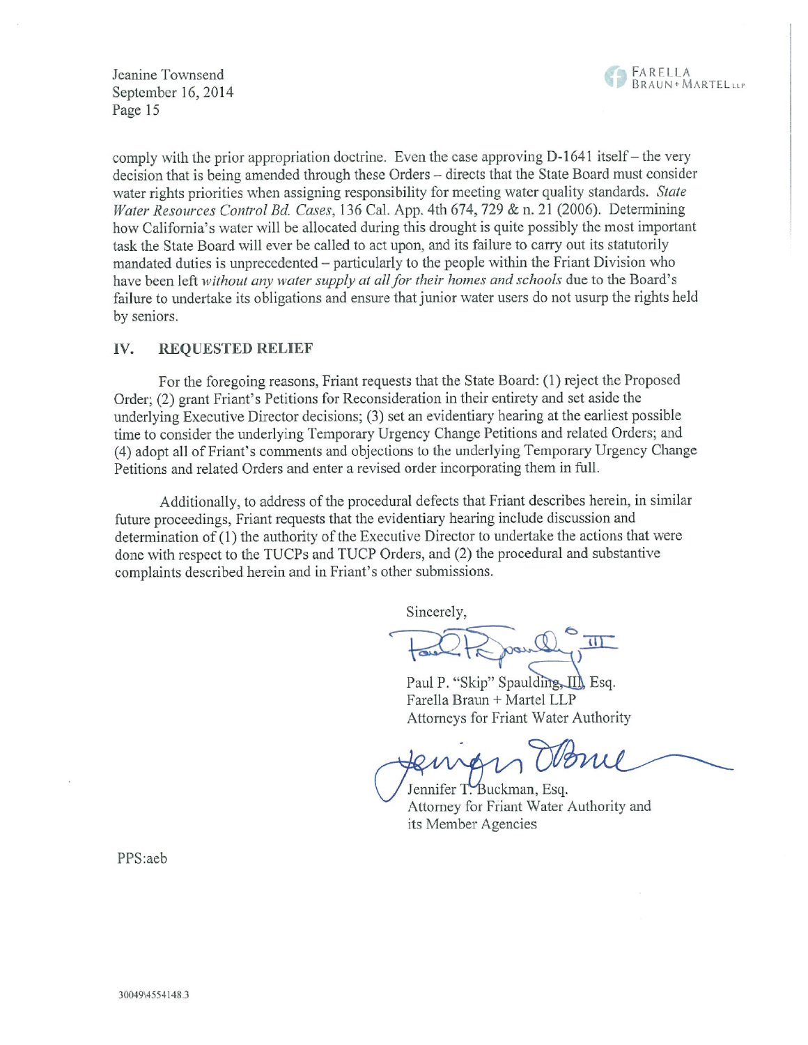comply with the prior appropriation doctrine. Even the case approving D-1641 itself – the very decision that is being amended through these Orders – directs that the State Board must consider water rights priorities when assigning responsibility for meeting water quality standards. *State Water Resources Control Bd. Cases*, 136 Cal. App. 4th 674, 729 & n. 21 (2006). Determining how California's water will be allocated during this drought is quite possibly the most important task the State Board will ever be called to act upon, and its failure to carry out its statutorily mandated duties is unprecedented – particularly to the people within the Friant Division who have been left *without any water supply at all for their homes and schools* due to the Board's failure to undertake its obligations and ensure that junior water users do not usurp the rights held by seniors.

## IV. REQUESTED RELIEF

For the foregoing reasons, Friant requests that the State Board: (1) reject the Proposed Order; (2) grant Friant's Petitions for Reconsideration in their entirety and set aside the underlying Executive Director decisions; (3) set an evidentiary hearing at the earliest possible time to consider the underlying Temporary Urgency Change Petitions and related Orders; and (4) adopt all of Friant's comments and objections to the underlying Temporary Urgency Change Petitions and related Orders and enter a revised order incorporating them in full.

Additionally, to address of the procedural defects that Friant describes herein, in similar future proceedings, Friant requests that the evidentiary hearing include discussion and determination of (1) the authority of the Executive Director to undertake the actions that were done with respect to the TUCPs and TUCP Orders, and (2) the procedural and substantive complaints described herein and in Friant's other submissions.

Sincerely,

Paul P. "Skip" Spaulding, III, Esq.
Farella Braun + Martel LLP
Attorneys for Friant Water Authority

Jennifer T. Buckman, Esq.
Attorney for Friant Water Authority and its Member Agencies

PPS:aeb

30049\4554148.3